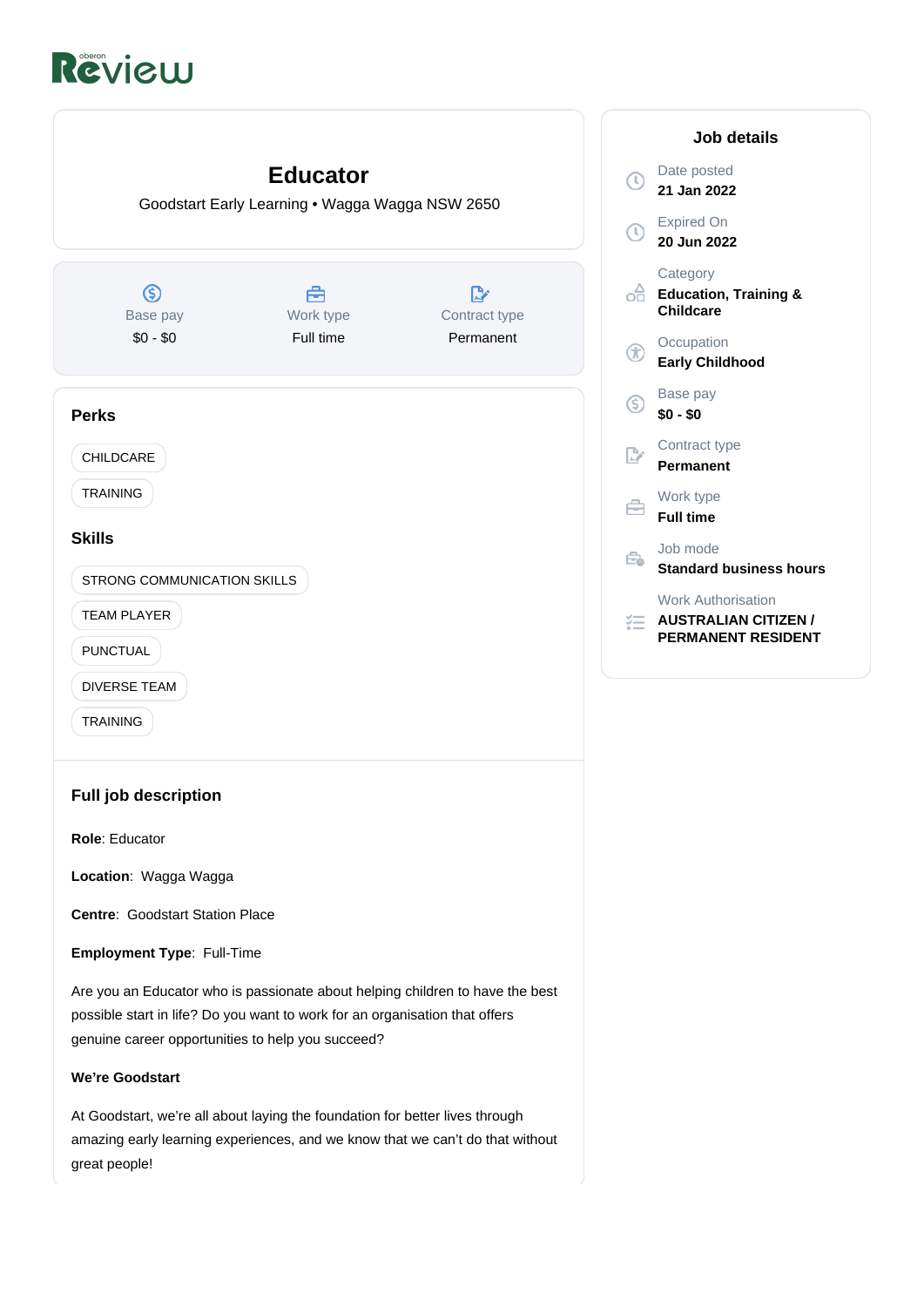oberon
# Review

# Educator

Goodstart Early Learning • Wagga Wagga NSW 2650

| Base pay | Work type | Contract type |
| --- | --- | --- |
| $0 - $0 | Full time | Permanent |

## Job details

Date posted
**21 Jan 2022**

Expired On
**20 Jun 2022**

Category
**Education, Training & Childcare**

Occupation
**Early Childhood**

Base pay
**$0 - $0**

Contract type
**Permanent**

Work type
**Full time**

Job mode
**Standard business hours**

Work Authorisation
**AUSTRALIAN CITIZEN / PERMANENT RESIDENT**

## Perks

- CHILDCARE
- TRAINING

## Skills

- STRONG COMMUNICATION SKILLS
- TEAM PLAYER
- PUNCTUAL
- DIVERSE TEAM
- TRAINING

## Full job description

**Role**: Educator

**Location**: Wagga Wagga

**Centre**: Goodstart Station Place

**Employment Type**: Full-Time

Are you an Educator who is passionate about helping children to have the best possible start in life? Do you want to work for an organisation that offers genuine career opportunities to help you succeed?

**We're Goodstart**

At Goodstart, we're all about laying the foundation for better lives through amazing early learning experiences, and we know that we can't do that without great people!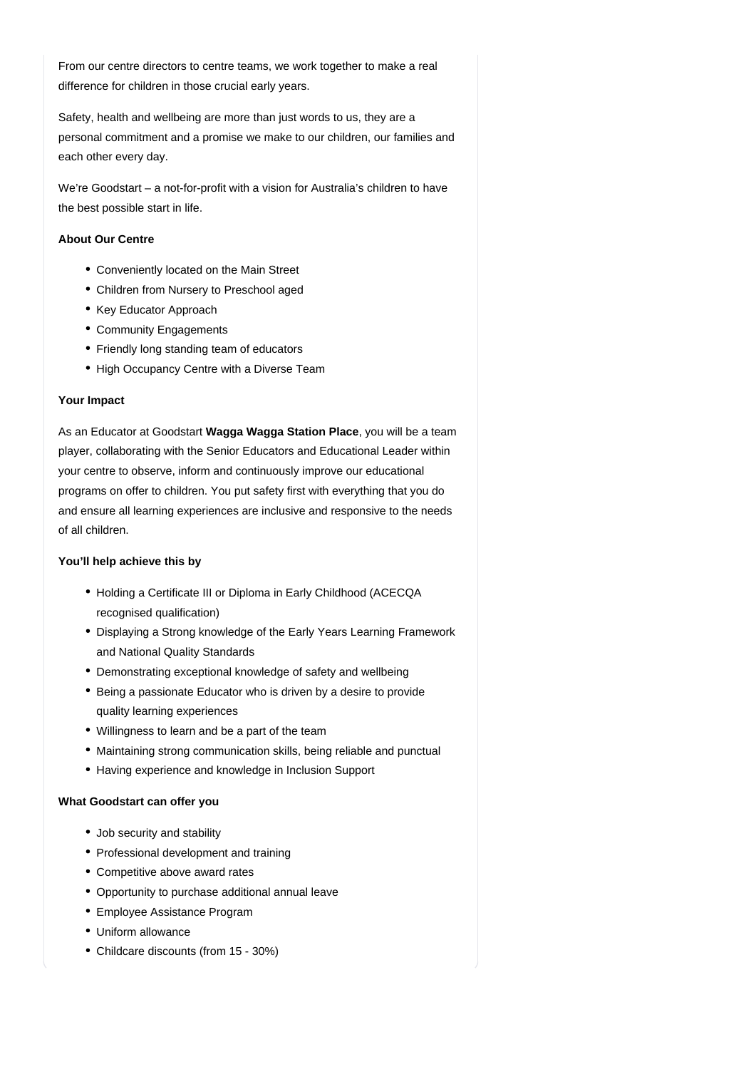From our centre directors to centre teams, we work together to make a real difference for children in those crucial early years.

Safety, health and wellbeing are more than just words to us, they are a personal commitment and a promise we make to our children, our families and each other every day.

We're Goodstart – a not-for-profit with a vision for Australia's children to have the best possible start in life.

**About Our Centre**

- Conveniently located on the Main Street
- Children from Nursery to Preschool aged
- Key Educator Approach
- Community Engagements
- Friendly long standing team of educators
- High Occupancy Centre with a Diverse Team

**Your Impact**

As an Educator at Goodstart **Wagga Wagga Station Place**, you will be a team player, collaborating with the Senior Educators and Educational Leader within your centre to observe, inform and continuously improve our educational programs on offer to children. You put safety first with everything that you do and ensure all learning experiences are inclusive and responsive to the needs of all children.

**You'll help achieve this by**

- Holding a Certificate III or Diploma in Early Childhood (ACECQA recognised qualification)
- Displaying a Strong knowledge of the Early Years Learning Framework and National Quality Standards
- Demonstrating exceptional knowledge of safety and wellbeing
- Being a passionate Educator who is driven by a desire to provide quality learning experiences
- Willingness to learn and be a part of the team
- Maintaining strong communication skills, being reliable and punctual
- Having experience and knowledge in Inclusion Support

**What Goodstart can offer you**

- Job security and stability
- Professional development and training
- Competitive above award rates
- Opportunity to purchase additional annual leave
- Employee Assistance Program
- Uniform allowance
- Childcare discounts (from 15 - 30%)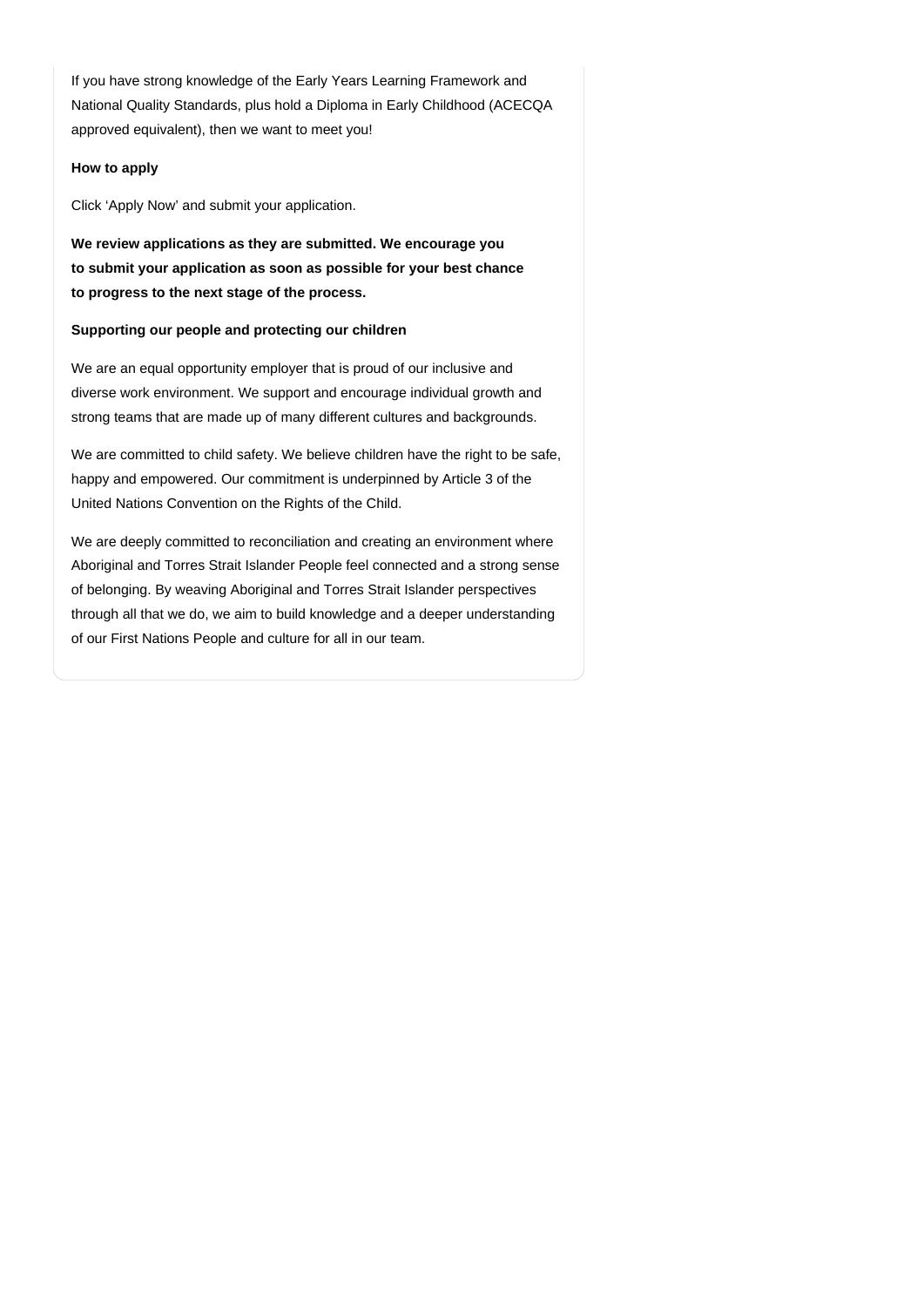If you have strong knowledge of the Early Years Learning Framework and National Quality Standards, plus hold a Diploma in Early Childhood (ACECQA approved equivalent), then we want to meet you!

**How to apply**

Click ‘Apply Now’ and submit your application.

**We review applications as they are submitted. We encourage you to submit your application as soon as possible for your best chance to progress to the next stage of the process.**

**Supporting our people and protecting our children**

We are an equal opportunity employer that is proud of our inclusive and diverse work environment. We support and encourage individual growth and strong teams that are made up of many different cultures and backgrounds.

We are committed to child safety. We believe children have the right to be safe, happy and empowered. Our commitment is underpinned by Article 3 of the United Nations Convention on the Rights of the Child.

We are deeply committed to reconciliation and creating an environment where Aboriginal and Torres Strait Islander People feel connected and a strong sense of belonging. By weaving Aboriginal and Torres Strait Islander perspectives through all that we do, we aim to build knowledge and a deeper understanding of our First Nations People and culture for all in our team.